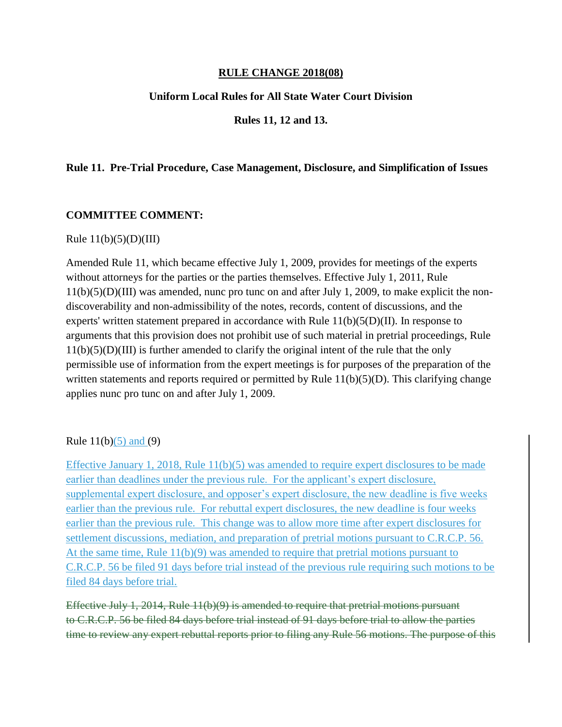**RULE CHANGE 2018(08)**

**Uniform Local Rules for All State Water Court Division**

**Rules 11, 12 and 13.**

**Rule 11. Pre-Trial Procedure, Case Management, Disclosure, and Simplification of Issues**

**COMMITTEE COMMENT:**

Rule 11(b)(5)(D)(III)

Amended Rule 11, which became effective July 1, 2009, provides for meetings of the experts without attorneys for the parties or the parties themselves. Effective July 1, 2011, Rule 11(b)(5)(D)(III) was amended, nunc pro tunc on and after July 1, 2009, to make explicit the non-discoverability and non-admissibility of the notes, records, content of discussions, and the experts' written statement prepared in accordance with Rule 11(b)(5(D)(II). In response to arguments that this provision does not prohibit use of such material in pretrial proceedings, Rule 11(b)(5)(D)(III) is further amended to clarify the original intent of the rule that the only permissible use of information from the expert meetings is for purposes of the preparation of the written statements and reports required or permitted by Rule 11(b)(5)(D). This clarifying change applies nunc pro tunc on and after July 1, 2009.

Rule 11(b)(5) and (9)

Effective January 1, 2018, Rule 11(b)(5) was amended to require expert disclosures to be made earlier than deadlines under the previous rule. For the applicant's expert disclosure, supplemental expert disclosure, and opposer's expert disclosure, the new deadline is five weeks earlier than the previous rule. For rebuttal expert disclosures, the new deadline is four weeks earlier than the previous rule. This change was to allow more time after expert disclosures for settlement discussions, mediation, and preparation of pretrial motions pursuant to C.R.C.P. 56. At the same time, Rule 11(b)(9) was amended to require that pretrial motions pursuant to C.R.C.P. 56 be filed 91 days before trial instead of the previous rule requiring such motions to be filed 84 days before trial.

~~Effective July 1, 2014, Rule 11(b)(9) is amended to require that pretrial motions pursuant to C.R.C.P. 56 be filed 84 days before trial instead of 91 days before trial to allow the parties time to review any expert rebuttal reports prior to filing any Rule 56 motions. The purpose of this~~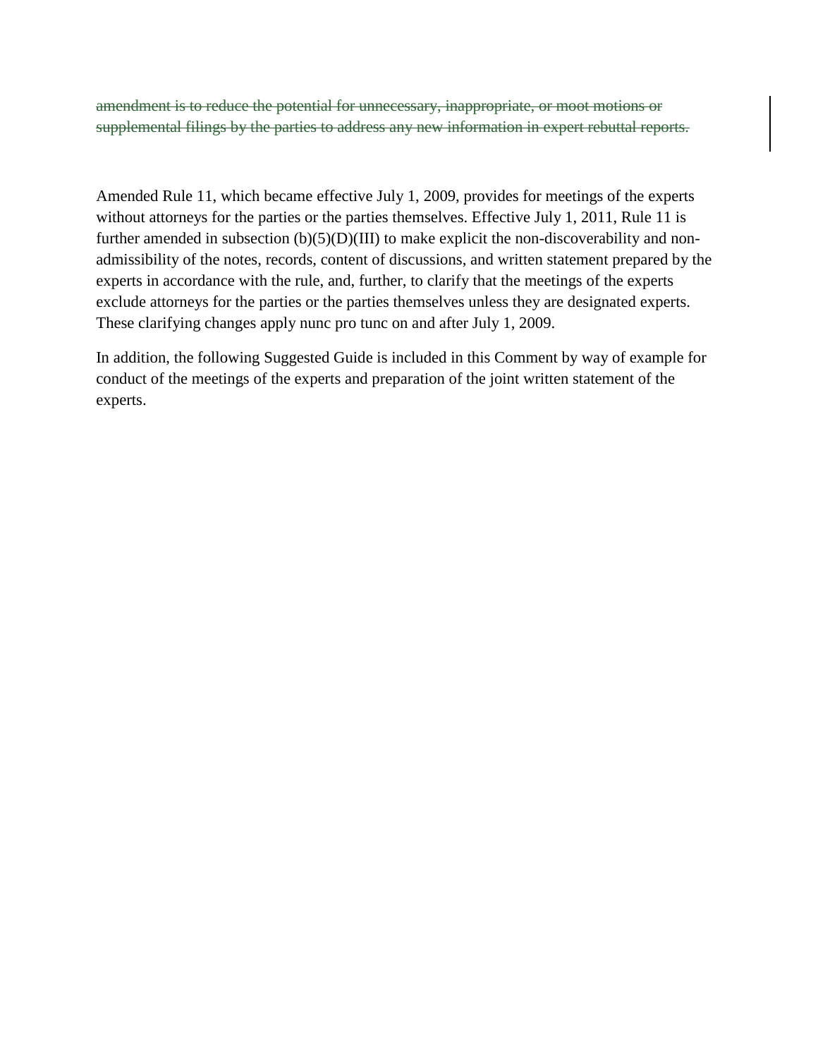~~amendment is to reduce the potential for unnecessary, inappropriate, or moot motions or supplemental filings by the parties to address any new information in expert rebuttal reports.~~

Amended Rule 11, which became effective July 1, 2009, provides for meetings of the experts without attorneys for the parties or the parties themselves. Effective July 1, 2011, Rule 11 is further amended in subsection (b)(5)(D)(III) to make explicit the non-discoverability and non-admissibility of the notes, records, content of discussions, and written statement prepared by the experts in accordance with the rule, and, further, to clarify that the meetings of the experts exclude attorneys for the parties or the parties themselves unless they are designated experts. These clarifying changes apply nunc pro tunc on and after July 1, 2009.

In addition, the following Suggested Guide is included in this Comment by way of example for conduct of the meetings of the experts and preparation of the joint written statement of the experts.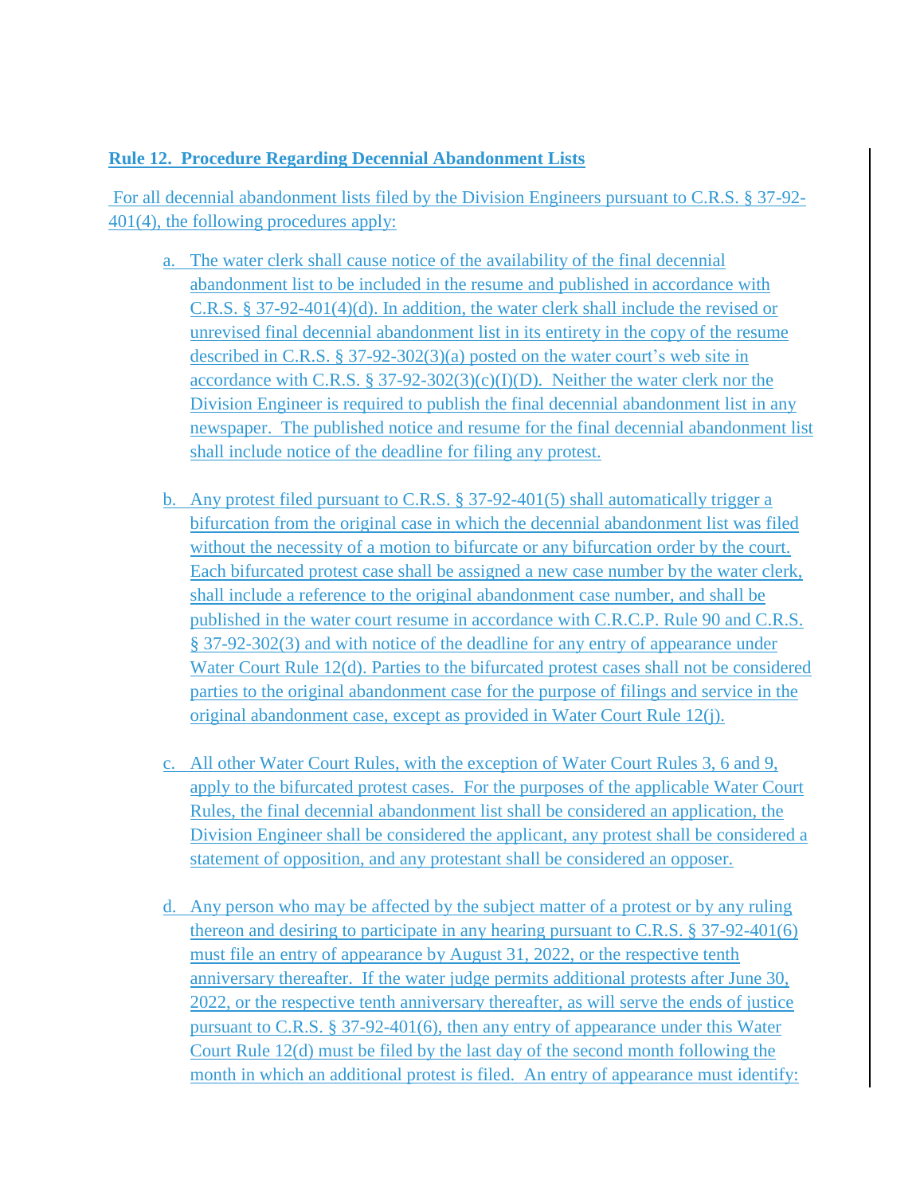**Rule 12. Procedure Regarding Decennial Abandonment Lists**

For all decennial abandonment lists filed by the Division Engineers pursuant to C.R.S. § 37-92-401(4), the following procedures apply:

a. The water clerk shall cause notice of the availability of the final decennial abandonment list to be included in the resume and published in accordance with C.R.S. § 37-92-401(4)(d). In addition, the water clerk shall include the revised or unrevised final decennial abandonment list in its entirety in the copy of the resume described in C.R.S. § 37-92-302(3)(a) posted on the water court's web site in accordance with C.R.S. § 37-92-302(3)(c)(I)(D). Neither the water clerk nor the Division Engineer is required to publish the final decennial abandonment list in any newspaper. The published notice and resume for the final decennial abandonment list shall include notice of the deadline for filing any protest.

b. Any protest filed pursuant to C.R.S. § 37-92-401(5) shall automatically trigger a bifurcation from the original case in which the decennial abandonment list was filed without the necessity of a motion to bifurcate or any bifurcation order by the court. Each bifurcated protest case shall be assigned a new case number by the water clerk, shall include a reference to the original abandonment case number, and shall be published in the water court resume in accordance with C.R.C.P. Rule 90 and C.R.S. § 37-92-302(3) and with notice of the deadline for any entry of appearance under Water Court Rule 12(d). Parties to the bifurcated protest cases shall not be considered parties to the original abandonment case for the purpose of filings and service in the original abandonment case, except as provided in Water Court Rule 12(j).

c. All other Water Court Rules, with the exception of Water Court Rules 3, 6 and 9, apply to the bifurcated protest cases. For the purposes of the applicable Water Court Rules, the final decennial abandonment list shall be considered an application, the Division Engineer shall be considered the applicant, any protest shall be considered a statement of opposition, and any protestant shall be considered an opposer.

d. Any person who may be affected by the subject matter of a protest or by any ruling thereon and desiring to participate in any hearing pursuant to C.R.S. § 37-92-401(6) must file an entry of appearance by August 31, 2022, or the respective tenth anniversary thereafter. If the water judge permits additional protests after June 30, 2022, or the respective tenth anniversary thereafter, as will serve the ends of justice pursuant to C.R.S. § 37-92-401(6), then any entry of appearance under this Water Court Rule 12(d) must be filed by the last day of the second month following the month in which an additional protest is filed. An entry of appearance must identify: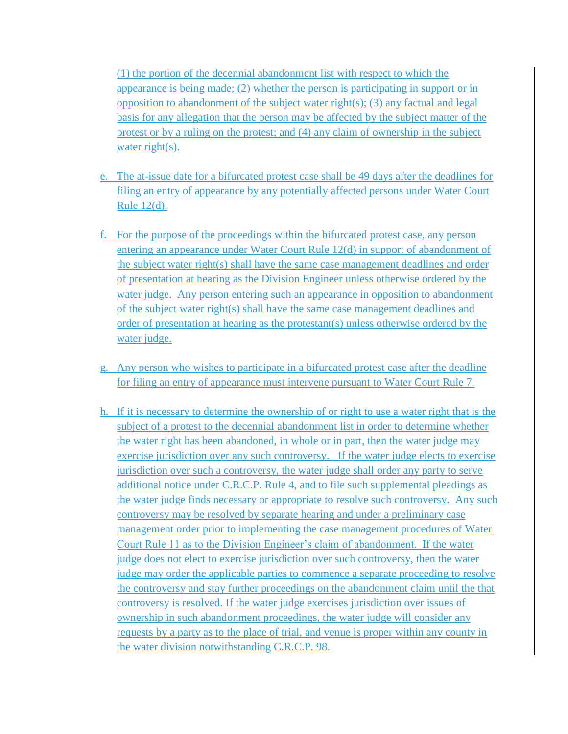(1) the portion of the decennial abandonment list with respect to which the appearance is being made; (2) whether the person is participating in support or in opposition to abandonment of the subject water right(s); (3) any factual and legal basis for any allegation that the person may be affected by the subject matter of the protest or by a ruling on the protest; and (4) any claim of ownership in the subject water right(s).

e. The at-issue date for a bifurcated protest case shall be 49 days after the deadlines for filing an entry of appearance by any potentially affected persons under Water Court Rule 12(d).

f. For the purpose of the proceedings within the bifurcated protest case, any person entering an appearance under Water Court Rule 12(d) in support of abandonment of the subject water right(s) shall have the same case management deadlines and order of presentation at hearing as the Division Engineer unless otherwise ordered by the water judge. Any person entering such an appearance in opposition to abandonment of the subject water right(s) shall have the same case management deadlines and order of presentation at hearing as the protestant(s) unless otherwise ordered by the water judge.

g. Any person who wishes to participate in a bifurcated protest case after the deadline for filing an entry of appearance must intervene pursuant to Water Court Rule 7.

h. If it is necessary to determine the ownership of or right to use a water right that is the subject of a protest to the decennial abandonment list in order to determine whether the water right has been abandoned, in whole or in part, then the water judge may exercise jurisdiction over any such controversy. If the water judge elects to exercise jurisdiction over such a controversy, the water judge shall order any party to serve additional notice under C.R.C.P. Rule 4, and to file such supplemental pleadings as the water judge finds necessary or appropriate to resolve such controversy. Any such controversy may be resolved by separate hearing and under a preliminary case management order prior to implementing the case management procedures of Water Court Rule 11 as to the Division Engineer's claim of abandonment. If the water judge does not elect to exercise jurisdiction over such controversy, then the water judge may order the applicable parties to commence a separate proceeding to resolve the controversy and stay further proceedings on the abandonment claim until the that controversy is resolved. If the water judge exercises jurisdiction over issues of ownership in such abandonment proceedings, the water judge will consider any requests by a party as to the place of trial, and venue is proper within any county in the water division notwithstanding C.R.C.P. 98.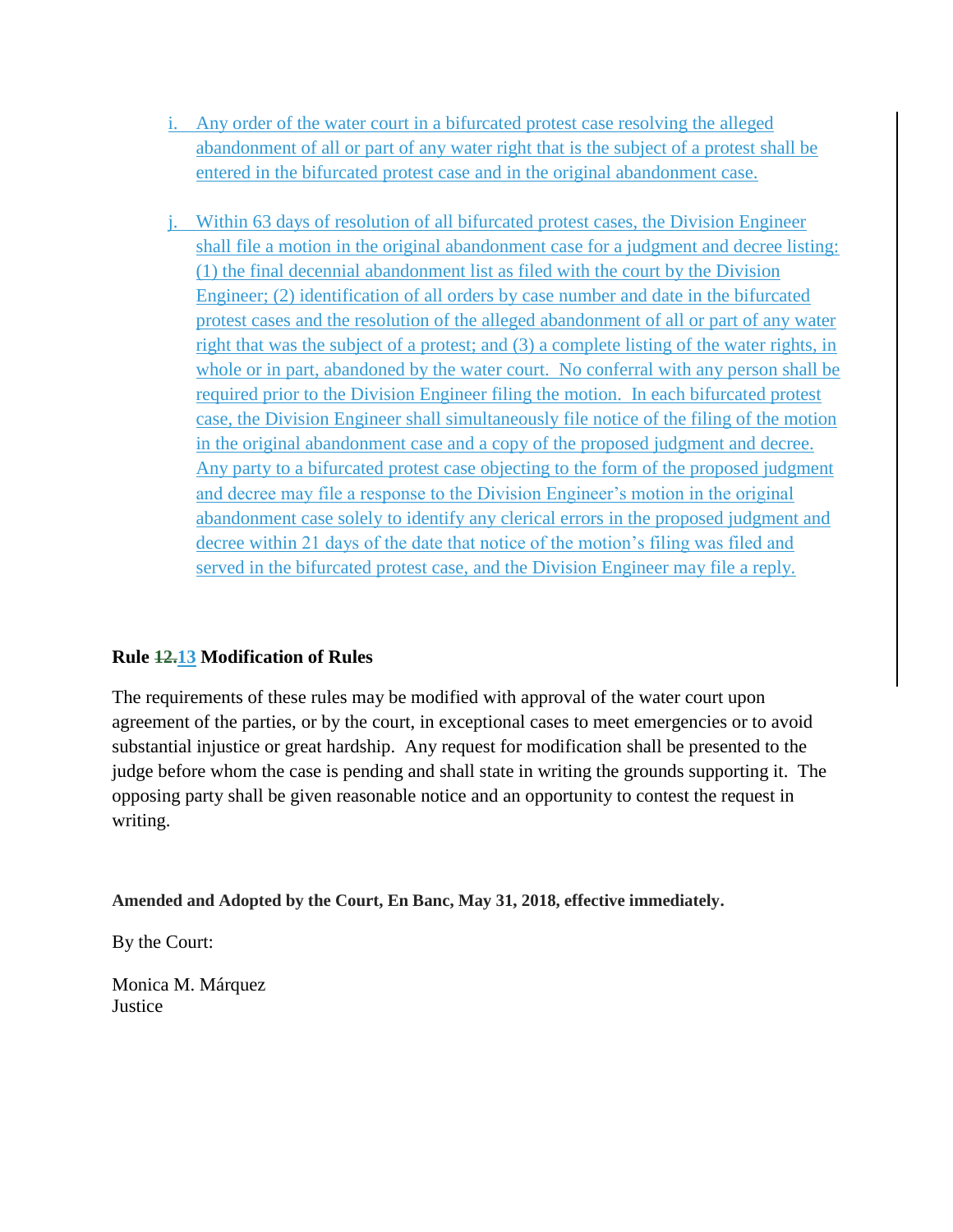i. Any order of the water court in a bifurcated protest case resolving the alleged abandonment of all or part of any water right that is the subject of a protest shall be entered in the bifurcated protest case and in the original abandonment case.

j. Within 63 days of resolution of all bifurcated protest cases, the Division Engineer shall file a motion in the original abandonment case for a judgment and decree listing: (1) the final decennial abandonment list as filed with the court by the Division Engineer; (2) identification of all orders by case number and date in the bifurcated protest cases and the resolution of the alleged abandonment of all or part of any water right that was the subject of a protest; and (3) a complete listing of the water rights, in whole or in part, abandoned by the water court. No conferral with any person shall be required prior to the Division Engineer filing the motion. In each bifurcated protest case, the Division Engineer shall simultaneously file notice of the filing of the motion in the original abandonment case and a copy of the proposed judgment and decree. Any party to a bifurcated protest case objecting to the form of the proposed judgment and decree may file a response to the Division Engineer's motion in the original abandonment case solely to identify any clerical errors in the proposed judgment and decree within 21 days of the date that notice of the motion's filing was filed and served in the bifurcated protest case, and the Division Engineer may file a reply.

### Rule ~~12.~~13 Modification of Rules

The requirements of these rules may be modified with approval of the water court upon agreement of the parties, or by the court, in exceptional cases to meet emergencies or to avoid substantial injustice or great hardship. Any request for modification shall be presented to the judge before whom the case is pending and shall state in writing the grounds supporting it. The opposing party shall be given reasonable notice and an opportunity to contest the request in writing.

**Amended and Adopted by the Court, En Banc, May 31, 2018, effective immediately.**

By the Court:

Monica M. Márquez
Justice